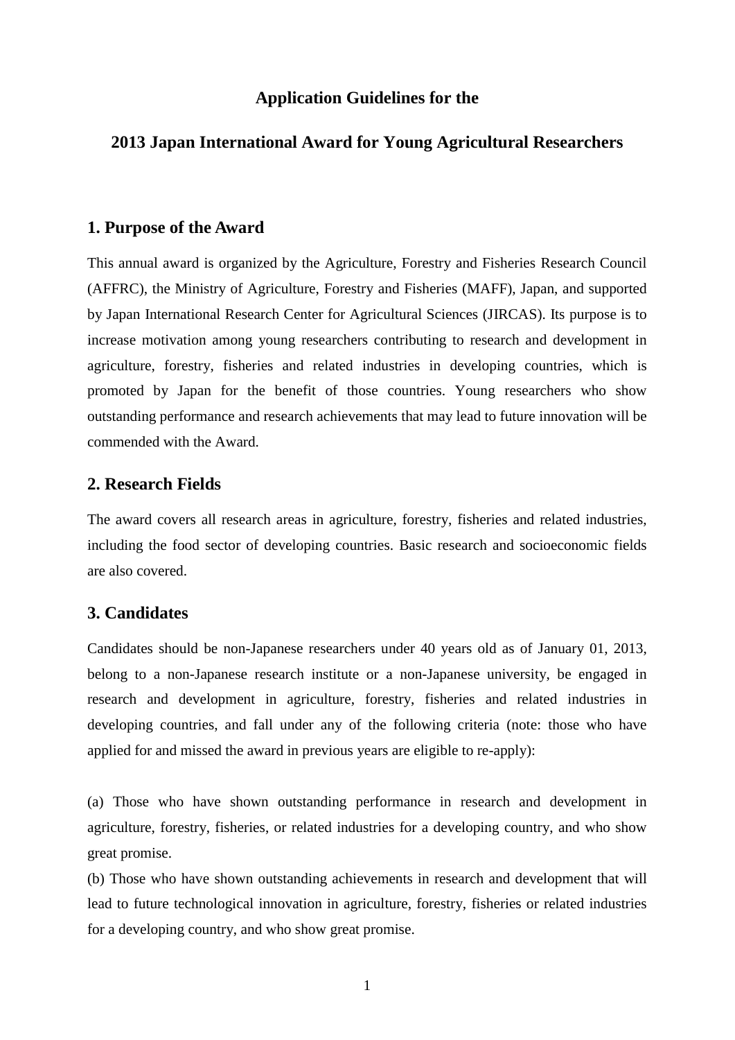# Application Guidelines for the

# 2013 Japan International Award for Young Agricultural Researchers

## 1. Purpose of the Award

This annual award is organized by the Agriculture, Forestry and Fisheries Research Council (AFFRC), the Ministry of Agriculture, Forestry and Fisheries (MAFF), Japan, and supported by Japan International Research Center for Agricultural Sciences (JIRCAS). Its purpose is to increase motivation among young researchers contributing to research and development in agriculture, forestry, fisheries and related industries in developing countries, which is promoted by Japan for the benefit of those countries. Young researchers who show outstanding performance and research achievements that may lead to future innovation will be commended with the Award.

## 2. Research Fields

The award covers all research areas in agriculture, forestry, fisheries and related industries, including the food sector of developing countries. Basic research and socioeconomic fields are also covered.

## 3. Candidates

Candidates should be non-Japanese researchers under 40 years old as of January 01, 2013, belong to a non-Japanese research institute or a non-Japanese university, be engaged in research and development in agriculture, forestry, fisheries and related industries in developing countries, and fall under any of the following criteria (note: those who have applied for and missed the award in previous years are eligible to re-apply):

(a) Those who have shown outstanding performance in research and development in agriculture, forestry, fisheries, or related industries for a developing country, and who show great promise.

(b) Those who have shown outstanding achievements in research and development that will lead to future technological innovation in agriculture, forestry, fisheries or related industries for a developing country, and who show great promise.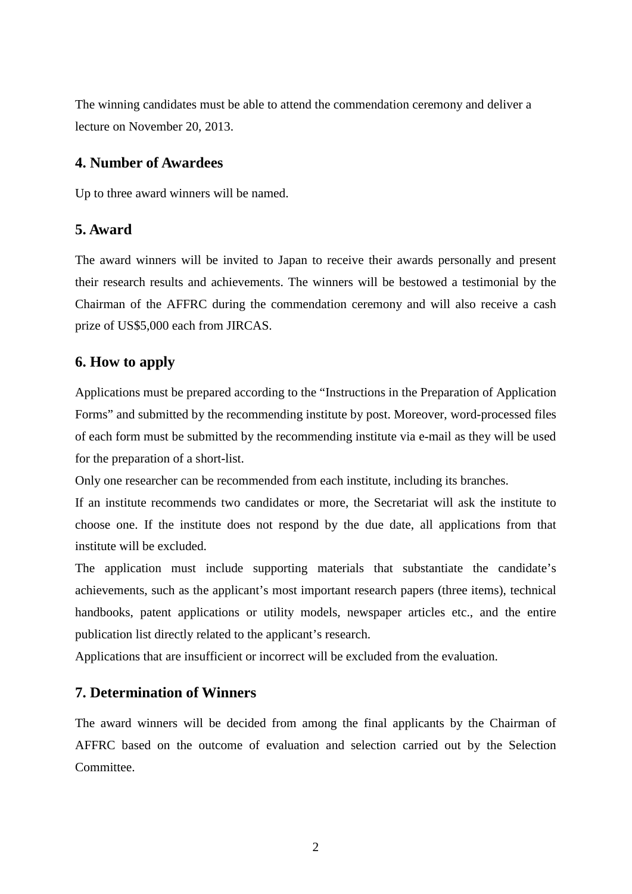The winning candidates must be able to attend the commendation ceremony and deliver a lecture on November 20, 2013.

## 4. Number of Awardees

Up to three award winners will be named.

## 5. Award

The award winners will be invited to Japan to receive their awards personally and present their research results and achievements. The winners will be bestowed a testimonial by the Chairman of the AFFRC during the commendation ceremony and will also receive a cash prize of US$5,000 each from JIRCAS.

## 6. How to apply

Applications must be prepared according to the "Instructions in the Preparation of Application Forms" and submitted by the recommending institute by post. Moreover, word-processed files of each form must be submitted by the recommending institute via e-mail as they will be used for the preparation of a short-list.

Only one researcher can be recommended from each institute, including its branches.

If an institute recommends two candidates or more, the Secretariat will ask the institute to choose one. If the institute does not respond by the due date, all applications from that institute will be excluded.

The application must include supporting materials that substantiate the candidate's achievements, such as the applicant's most important research papers (three items), technical handbooks, patent applications or utility models, newspaper articles etc., and the entire publication list directly related to the applicant's research.

Applications that are insufficient or incorrect will be excluded from the evaluation.

## 7. Determination of Winners

The award winners will be decided from among the final applicants by the Chairman of AFFRC based on the outcome of evaluation and selection carried out by the Selection Committee.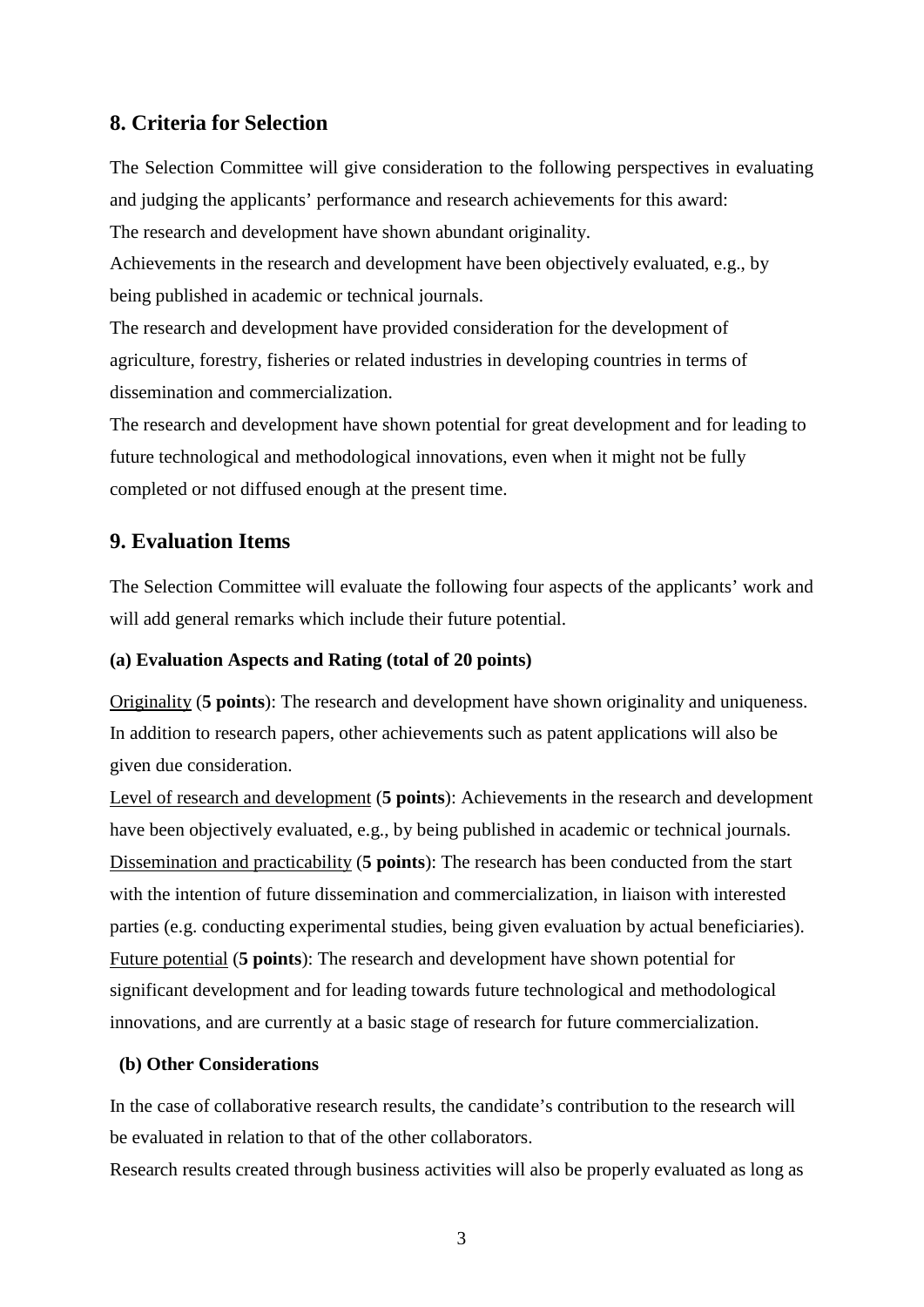## 8. Criteria for Selection

The Selection Committee will give consideration to the following perspectives in evaluating and judging the applicants' performance and research achievements for this award:

The research and development have shown abundant originality.

Achievements in the research and development have been objectively evaluated, e.g., by being published in academic or technical journals.

The research and development have provided consideration for the development of agriculture, forestry, fisheries or related industries in developing countries in terms of dissemination and commercialization.

The research and development have shown potential for great development and for leading to future technological and methodological innovations, even when it might not be fully completed or not diffused enough at the present time.

## 9. Evaluation Items

The Selection Committee will evaluate the following four aspects of the applicants' work and will add general remarks which include their future potential.

### (a) Evaluation Aspects and Rating (total of 20 points)

Originality (**5 points**): The research and development have shown originality and uniqueness. In addition to research papers, other achievements such as patent applications will also be given due consideration.

Level of research and development (**5 points**): Achievements in the research and development have been objectively evaluated, e.g., by being published in academic or technical journals.

Dissemination and practicability (**5 points**): The research has been conducted from the start with the intention of future dissemination and commercialization, in liaison with interested parties (e.g. conducting experimental studies, being given evaluation by actual beneficiaries).

Future potential (**5 points**): The research and development have shown potential for significant development and for leading towards future technological and methodological innovations, and are currently at a basic stage of research for future commercialization.

### (b) Other Considerations

In the case of collaborative research results, the candidate's contribution to the research will be evaluated in relation to that of the other collaborators.

Research results created through business activities will also be properly evaluated as long as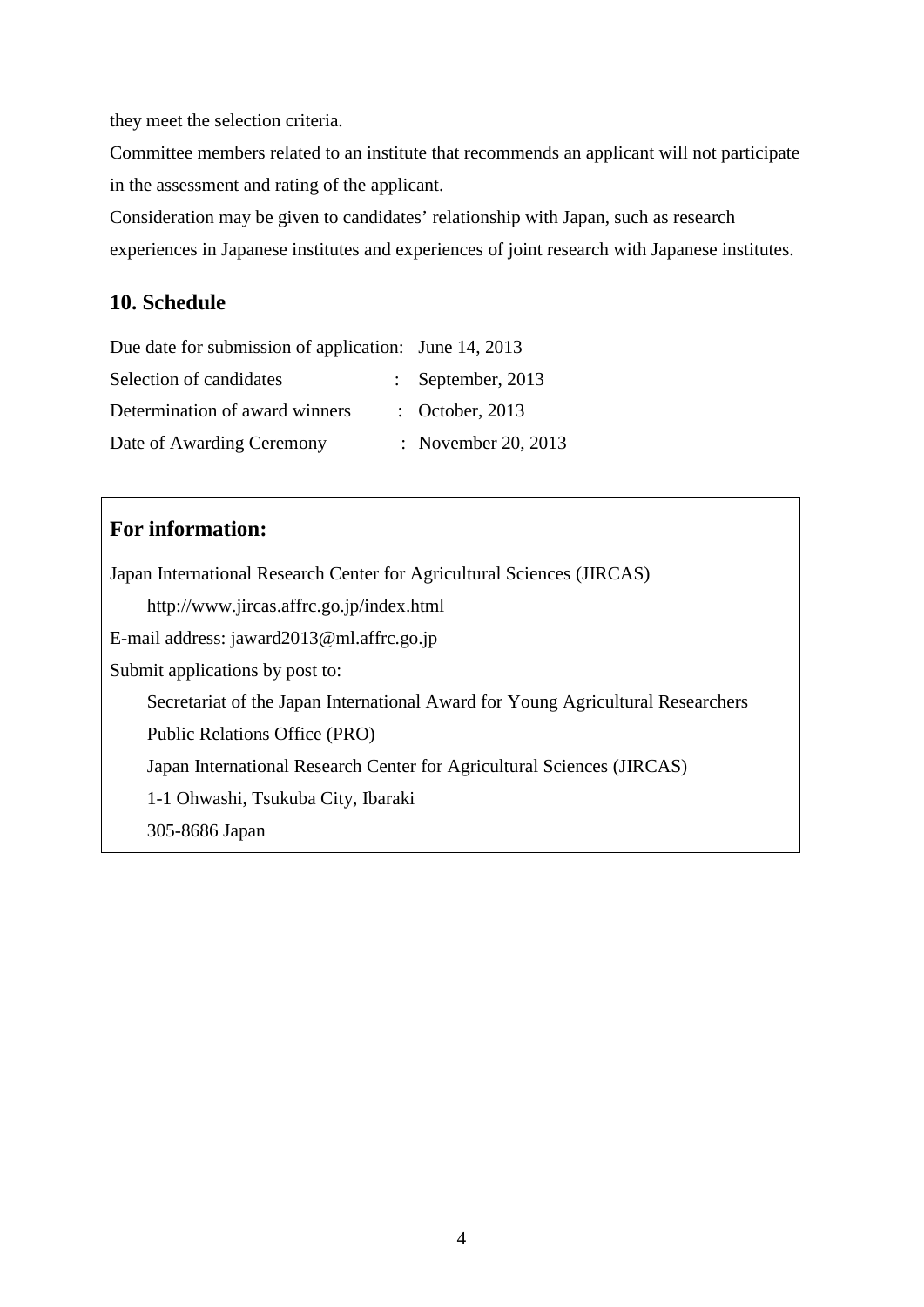they meet the selection criteria.

Committee members related to an institute that recommends an applicant will not participate in the assessment and rating of the applicant.

Consideration may be given to candidates' relationship with Japan, such as research experiences in Japanese institutes and experiences of joint research with Japanese institutes.

## 10. Schedule

| | |
|---|---|
| Due date for submission of application: | June 14, 2013 |
| Selection of candidates | : September, 2013 |
| Determination of award winners | : October, 2013 |
| Date of Awarding Ceremony | : November 20, 2013 |

## For information:

Japan International Research Center for Agricultural Sciences (JIRCAS)

http://www.jircas.affrc.go.jp/index.html

E-mail address: jaward2013@ml.affrc.go.jp

Submit applications by post to:

Secretariat of the Japan International Award for Young Agricultural Researchers
Public Relations Office (PRO)
Japan International Research Center for Agricultural Sciences (JIRCAS)
1-1 Ohwashi, Tsukuba City, Ibaraki
305-8686 Japan